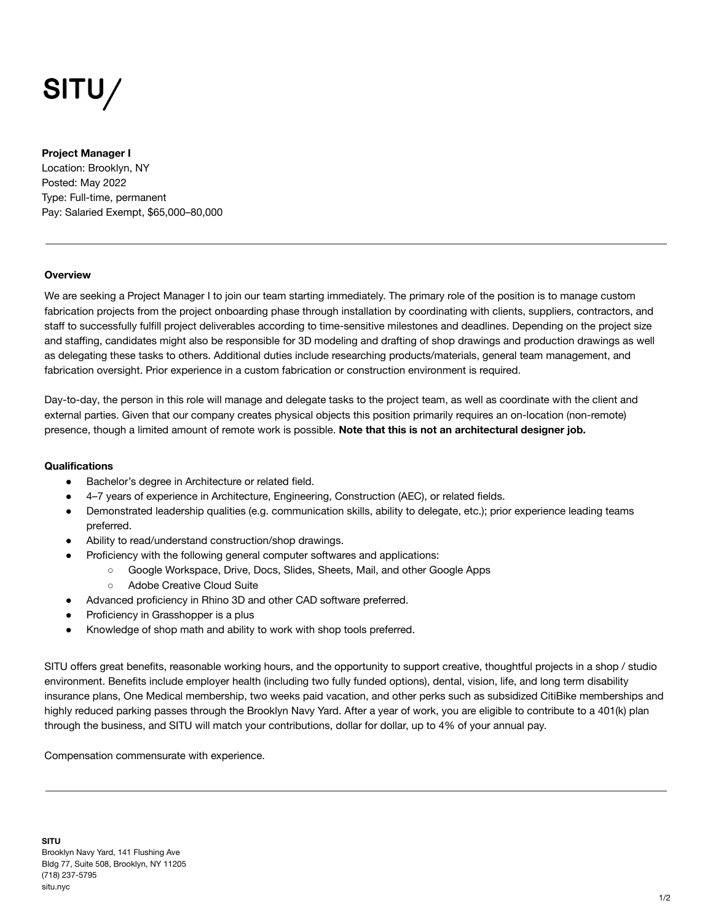# SITU/

**Project Manager I**
Location: Brooklyn, NY
Posted: May 2022
Type: Full-time, permanent
Pay: Salaried Exempt, $65,000–80,000

---

**Overview**

We are seeking a Project Manager I to join our team starting immediately. The primary role of the position is to manage custom fabrication projects from the project onboarding phase through installation by coordinating with clients, suppliers, contractors, and staff to successfully fulfill project deliverables according to time-sensitive milestones and deadlines. Depending on the project size and staffing, candidates might also be responsible for 3D modeling and drafting of shop drawings and production drawings as well as delegating these tasks to others. Additional duties include researching products/materials, general team management, and fabrication oversight. Prior experience in a custom fabrication or construction environment is required.

Day-to-day, the person in this role will manage and delegate tasks to the project team, as well as coordinate with the client and external parties. Given that our company creates physical objects this position primarily requires an on-location (non-remote) presence, though a limited amount of remote work is possible. **Note that this is not an architectural designer job.**

**Qualifications**

- Bachelor's degree in Architecture or related field.
- 4–7 years of experience in Architecture, Engineering, Construction (AEC), or related fields.
- Demonstrated leadership qualities (e.g. communication skills, ability to delegate, etc.); prior experience leading teams preferred.
- Ability to read/understand construction/shop drawings.
- Proficiency with the following general computer softwares and applications:
  - Google Workspace, Drive, Docs, Slides, Sheets, Mail, and other Google Apps
  - Adobe Creative Cloud Suite
- Advanced proficiency in Rhino 3D and other CAD software preferred.
- Proficiency in Grasshopper is a plus
- Knowledge of shop math and ability to work with shop tools preferred.

SITU offers great benefits, reasonable working hours, and the opportunity to support creative, thoughtful projects in a shop / studio environment. Benefits include employer health (including two fully funded options), dental, vision, life, and long term disability insurance plans, One Medical membership, two weeks paid vacation, and other perks such as subsidized CitiBike memberships and highly reduced parking passes through the Brooklyn Navy Yard. After a year of work, you are eligible to contribute to a 401(k) plan through the business, and SITU will match your contributions, dollar for dollar, up to 4% of your annual pay.

Compensation commensurate with experience.

---

**SITU**
Brooklyn Navy Yard, 141 Flushing Ave
Bldg 77, Suite 508, Brooklyn, NY 11205
(718) 237-5795
situ.nyc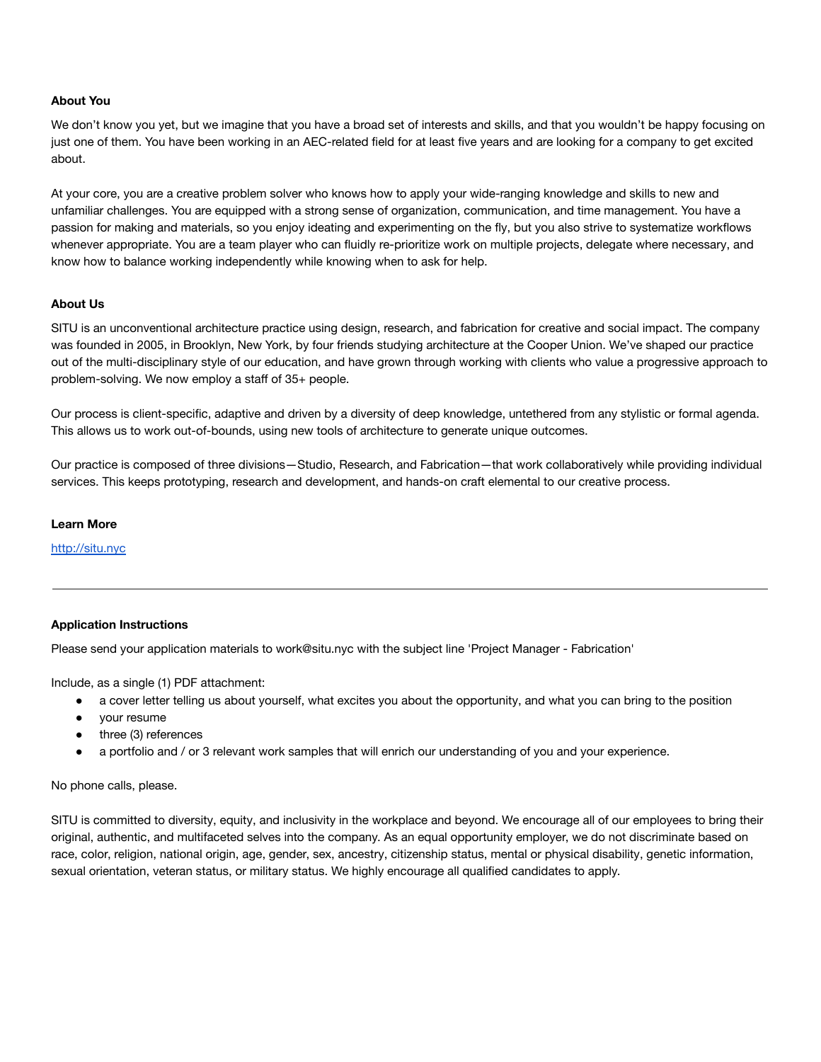**About You**

We don't know you yet, but we imagine that you have a broad set of interests and skills, and that you wouldn't be happy focusing on just one of them. You have been working in an AEC-related field for at least five years and are looking for a company to get excited about.

At your core, you are a creative problem solver who knows how to apply your wide-ranging knowledge and skills to new and unfamiliar challenges. You are equipped with a strong sense of organization, communication, and time management. You have a passion for making and materials, so you enjoy ideating and experimenting on the fly, but you also strive to systematize workflows whenever appropriate. You are a team player who can fluidly re-prioritize work on multiple projects, delegate where necessary, and know how to balance working independently while knowing when to ask for help.

**About Us**

SITU is an unconventional architecture practice using design, research, and fabrication for creative and social impact. The company was founded in 2005, in Brooklyn, New York, by four friends studying architecture at the Cooper Union. We've shaped our practice out of the multi-disciplinary style of our education, and have grown through working with clients who value a progressive approach to problem-solving. We now employ a staff of 35+ people.

Our process is client-specific, adaptive and driven by a diversity of deep knowledge, untethered from any stylistic or formal agenda. This allows us to work out-of-bounds, using new tools of architecture to generate unique outcomes.

Our practice is composed of three divisions—Studio, Research, and Fabrication—that work collaboratively while providing individual services. This keeps prototyping, research and development, and hands-on craft elemental to our creative process.

**Learn More**

[http://situ.nyc](http://situ.nyc)

---

**Application Instructions**

Please send your application materials to work@situ.nyc with the subject line 'Project Manager - Fabrication'

Include, as a single (1) PDF attachment:

- a cover letter telling us about yourself, what excites you about the opportunity, and what you can bring to the position
- your resume
- three (3) references
- a portfolio and / or 3 relevant work samples that will enrich our understanding of you and your experience.

No phone calls, please.

SITU is committed to diversity, equity, and inclusivity in the workplace and beyond. We encourage all of our employees to bring their original, authentic, and multifaceted selves into the company. As an equal opportunity employer, we do not discriminate based on race, color, religion, national origin, age, gender, sex, ancestry, citizenship status, mental or physical disability, genetic information, sexual orientation, veteran status, or military status. We highly encourage all qualified candidates to apply.